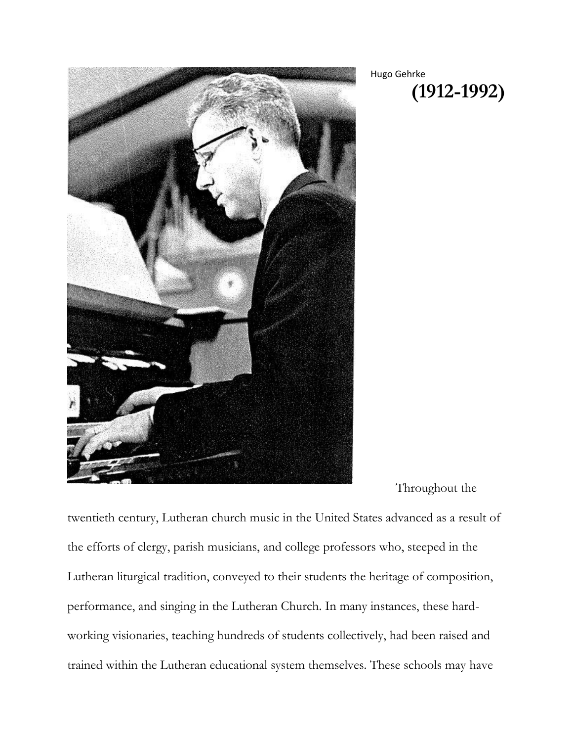Hugo Gehrke

**(1912-1992)**

Throughout the twentieth century, Lutheran church music in the United States advanced as a result of the efforts of clergy, parish musicians, and college professors who, steeped in the Lutheran liturgical tradition, conveyed to their students the heritage of composition, performance, and singing in the Lutheran Church. In many instances, these hard-working visionaries, teaching hundreds of students collectively, had been raised and trained within the Lutheran educational system themselves. These schools may have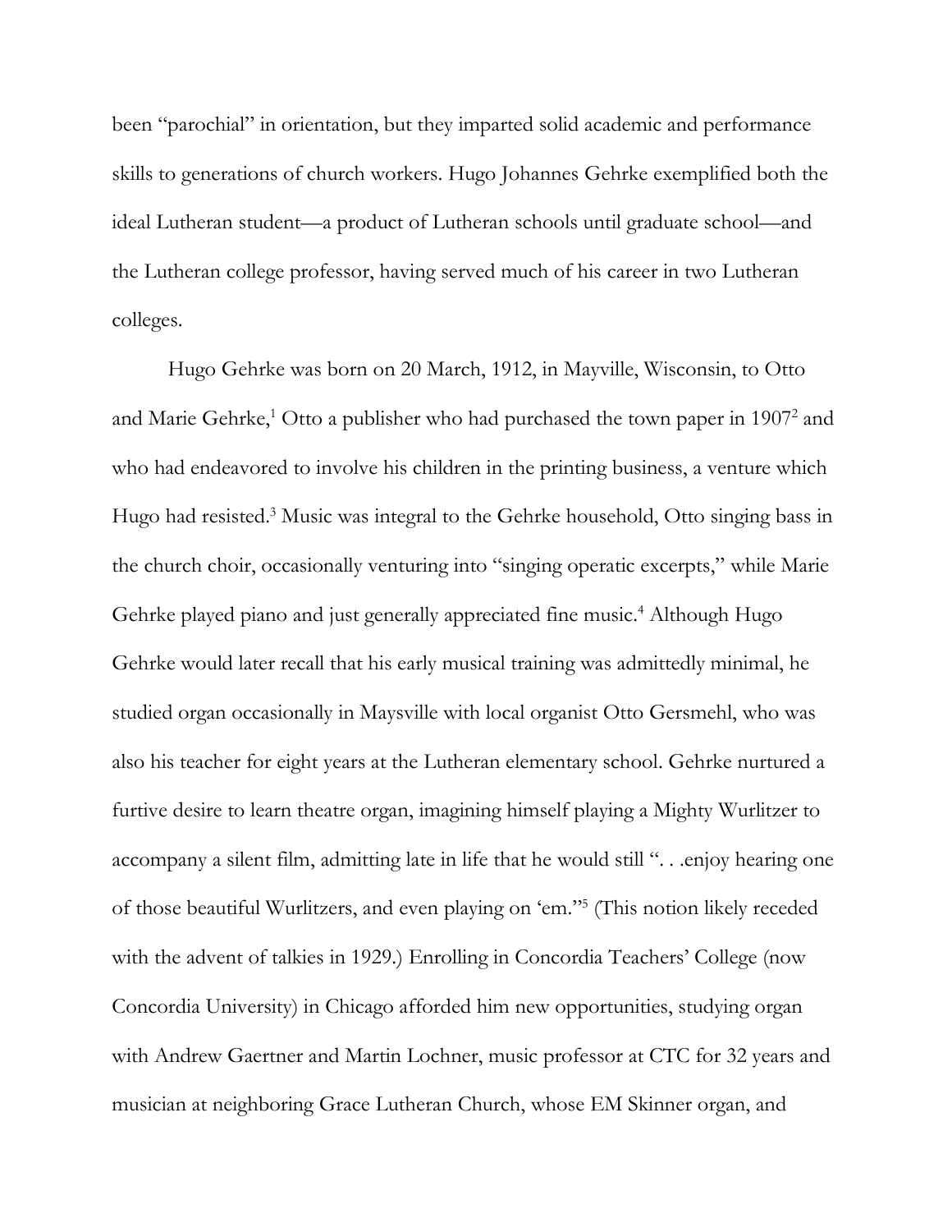been "parochial" in orientation, but they imparted solid academic and performance skills to generations of church workers. Hugo Johannes Gehrke exemplified both the ideal Lutheran student—a product of Lutheran schools until graduate school—and the Lutheran college professor, having served much of his career in two Lutheran colleges.

Hugo Gehrke was born on 20 March, 1912, in Mayville, Wisconsin, to Otto and Marie Gehrke,[1] Otto a publisher who had purchased the town paper in 1907[2] and who had endeavored to involve his children in the printing business, a venture which Hugo had resisted.[3] Music was integral to the Gehrke household, Otto singing bass in the church choir, occasionally venturing into "singing operatic excerpts," while Marie Gehrke played piano and just generally appreciated fine music.[4] Although Hugo Gehrke would later recall that his early musical training was admittedly minimal, he studied organ occasionally in Maysville with local organist Otto Gersmehl, who was also his teacher for eight years at the Lutheran elementary school. Gehrke nurtured a furtive desire to learn theatre organ, imagining himself playing a Mighty Wurlitzer to accompany a silent film, admitting late in life that he would still ". . .enjoy hearing one of those beautiful Wurlitzers, and even playing on 'em."[5] (This notion likely receded with the advent of talkies in 1929.) Enrolling in Concordia Teachers' College (now Concordia University) in Chicago afforded him new opportunities, studying organ with Andrew Gaertner and Martin Lochner, music professor at CTC for 32 years and musician at neighboring Grace Lutheran Church, whose EM Skinner organ, and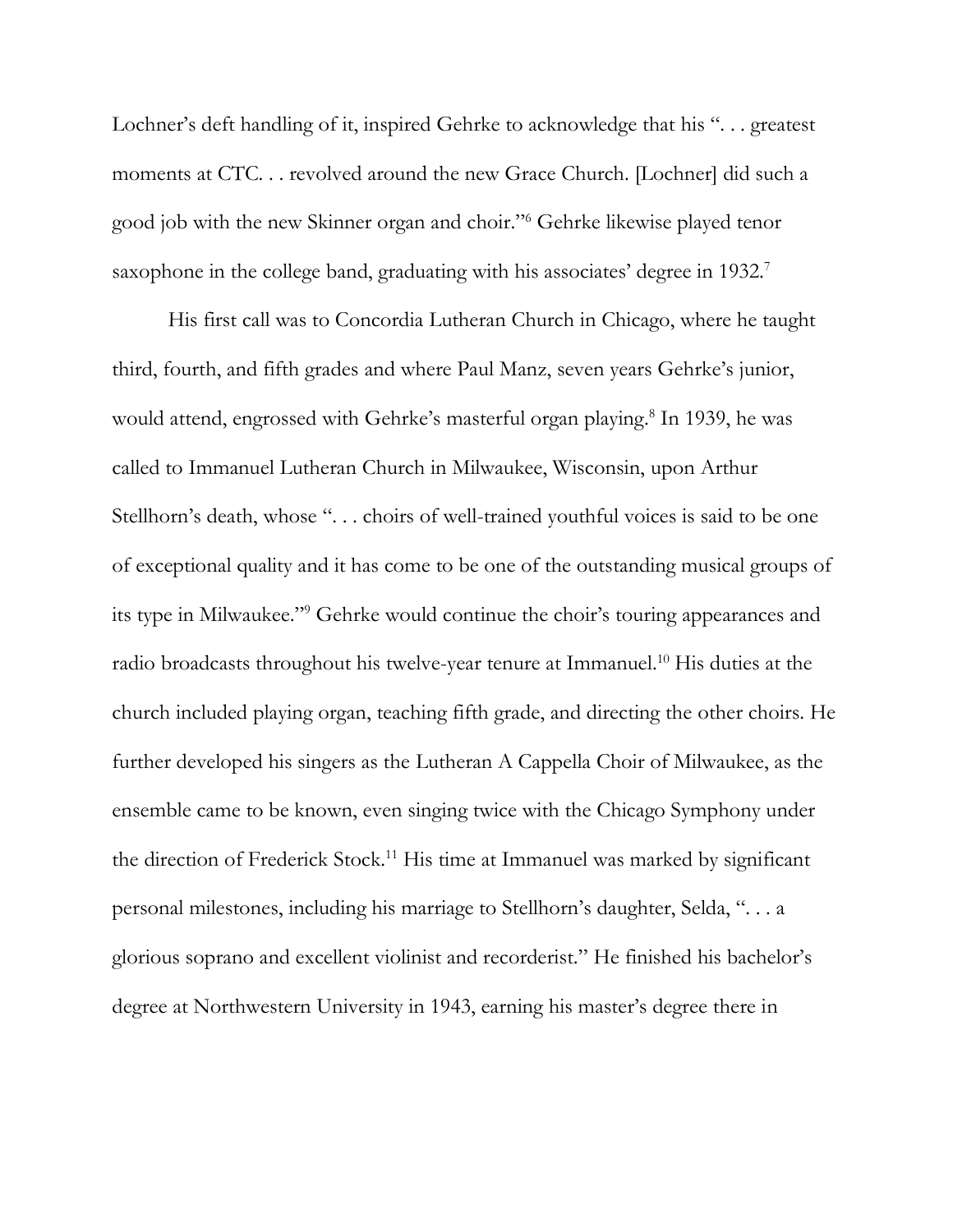Lochner's deft handling of it, inspired Gehrke to acknowledge that his ". . . greatest moments at CTC. . . revolved around the new Grace Church. [Lochner] did such a good job with the new Skinner organ and choir."[6] Gehrke likewise played tenor saxophone in the college band, graduating with his associates' degree in 1932.[7]

His first call was to Concordia Lutheran Church in Chicago, where he taught third, fourth, and fifth grades and where Paul Manz, seven years Gehrke's junior, would attend, engrossed with Gehrke's masterful organ playing.[8] In 1939, he was called to Immanuel Lutheran Church in Milwaukee, Wisconsin, upon Arthur Stellhorn's death, whose ". . . choirs of well-trained youthful voices is said to be one of exceptional quality and it has come to be one of the outstanding musical groups of its type in Milwaukee."[9] Gehrke would continue the choir's touring appearances and radio broadcasts throughout his twelve-year tenure at Immanuel.[10] His duties at the church included playing organ, teaching fifth grade, and directing the other choirs. He further developed his singers as the Lutheran A Cappella Choir of Milwaukee, as the ensemble came to be known, even singing twice with the Chicago Symphony under the direction of Frederick Stock.[11] His time at Immanuel was marked by significant personal milestones, including his marriage to Stellhorn's daughter, Selda, ". . . a glorious soprano and excellent violinist and recorderist." He finished his bachelor's degree at Northwestern University in 1943, earning his master's degree there in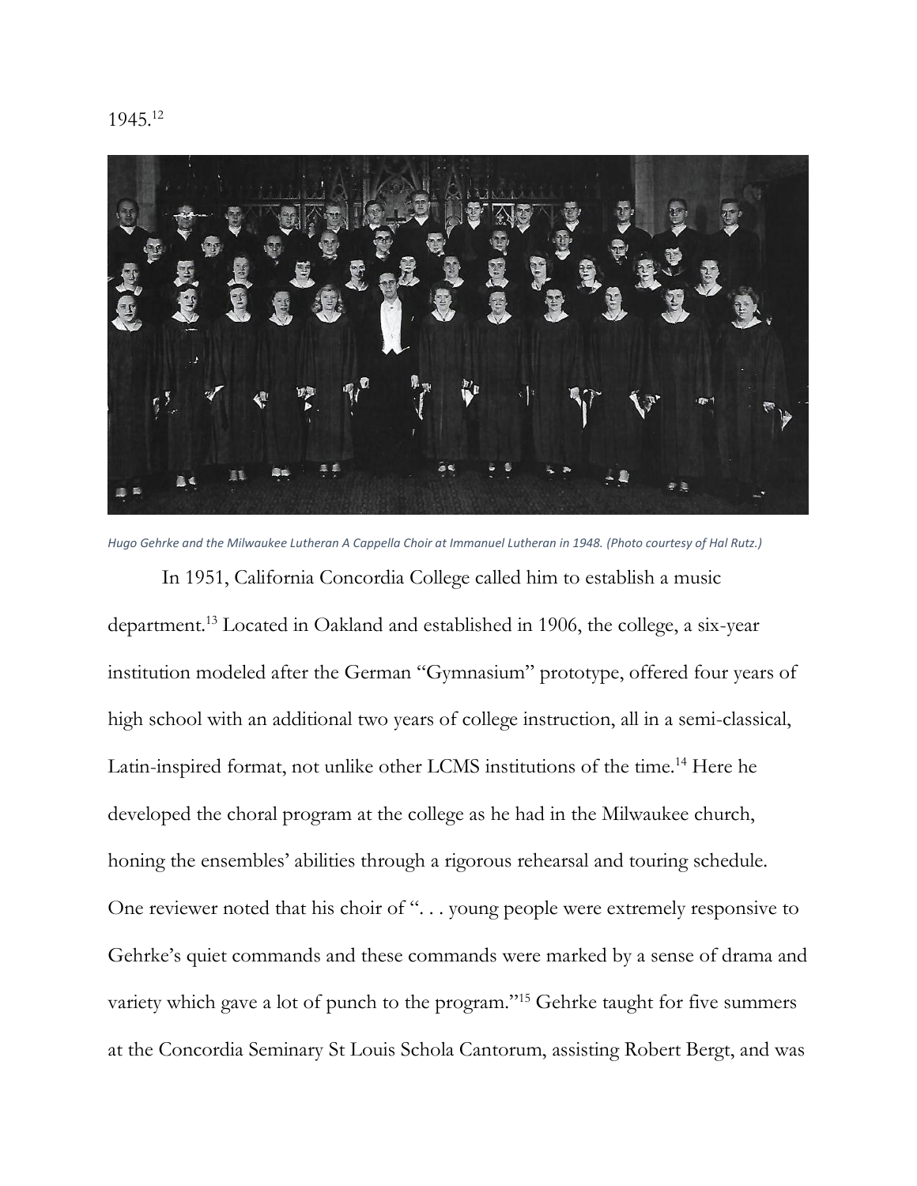1945.[12]

*Hugo Gehrke and the Milwaukee Lutheran A Cappella Choir at Immanuel Lutheran in 1948. (Photo courtesy of Hal Rutz.)*

In 1951, California Concordia College called him to establish a music department.[13] Located in Oakland and established in 1906, the college, a six-year institution modeled after the German "Gymnasium" prototype, offered four years of high school with an additional two years of college instruction, all in a semi-classical, Latin-inspired format, not unlike other LCMS institutions of the time.[14] Here he developed the choral program at the college as he had in the Milwaukee church, honing the ensembles' abilities through a rigorous rehearsal and touring schedule. One reviewer noted that his choir of ". . . young people were extremely responsive to Gehrke's quiet commands and these commands were marked by a sense of drama and variety which gave a lot of punch to the program."[15] Gehrke taught for five summers at the Concordia Seminary St Louis Schola Cantorum, assisting Robert Bergt, and was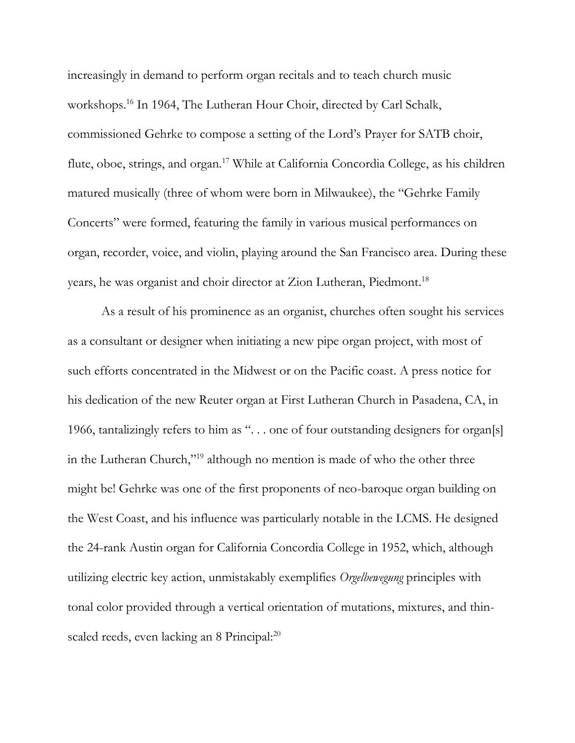increasingly in demand to perform organ recitals and to teach church music workshops.[16] In 1964, The Lutheran Hour Choir, directed by Carl Schalk, commissioned Gehrke to compose a setting of the Lord's Prayer for SATB choir, flute, oboe, strings, and organ.[17] While at California Concordia College, as his children matured musically (three of whom were born in Milwaukee), the "Gehrke Family Concerts" were formed, featuring the family in various musical performances on organ, recorder, voice, and violin, playing around the San Francisco area. During these years, he was organist and choir director at Zion Lutheran, Piedmont.[18]

As a result of his prominence as an organist, churches often sought his services as a consultant or designer when initiating a new pipe organ project, with most of such efforts concentrated in the Midwest or on the Pacific coast. A press notice for his dedication of the new Reuter organ at First Lutheran Church in Pasadena, CA, in 1966, tantalizingly refers to him as ". . . one of four outstanding designers for organ[s] in the Lutheran Church,"[19] although no mention is made of who the other three might be! Gehrke was one of the first proponents of neo-baroque organ building on the West Coast, and his influence was particularly notable in the LCMS. He designed the 24-rank Austin organ for California Concordia College in 1952, which, although utilizing electric key action, unmistakably exemplifies *Orgelbewegung* principles with tonal color provided through a vertical orientation of mutations, mixtures, and thin-scaled reeds, even lacking an 8 Principal:[20]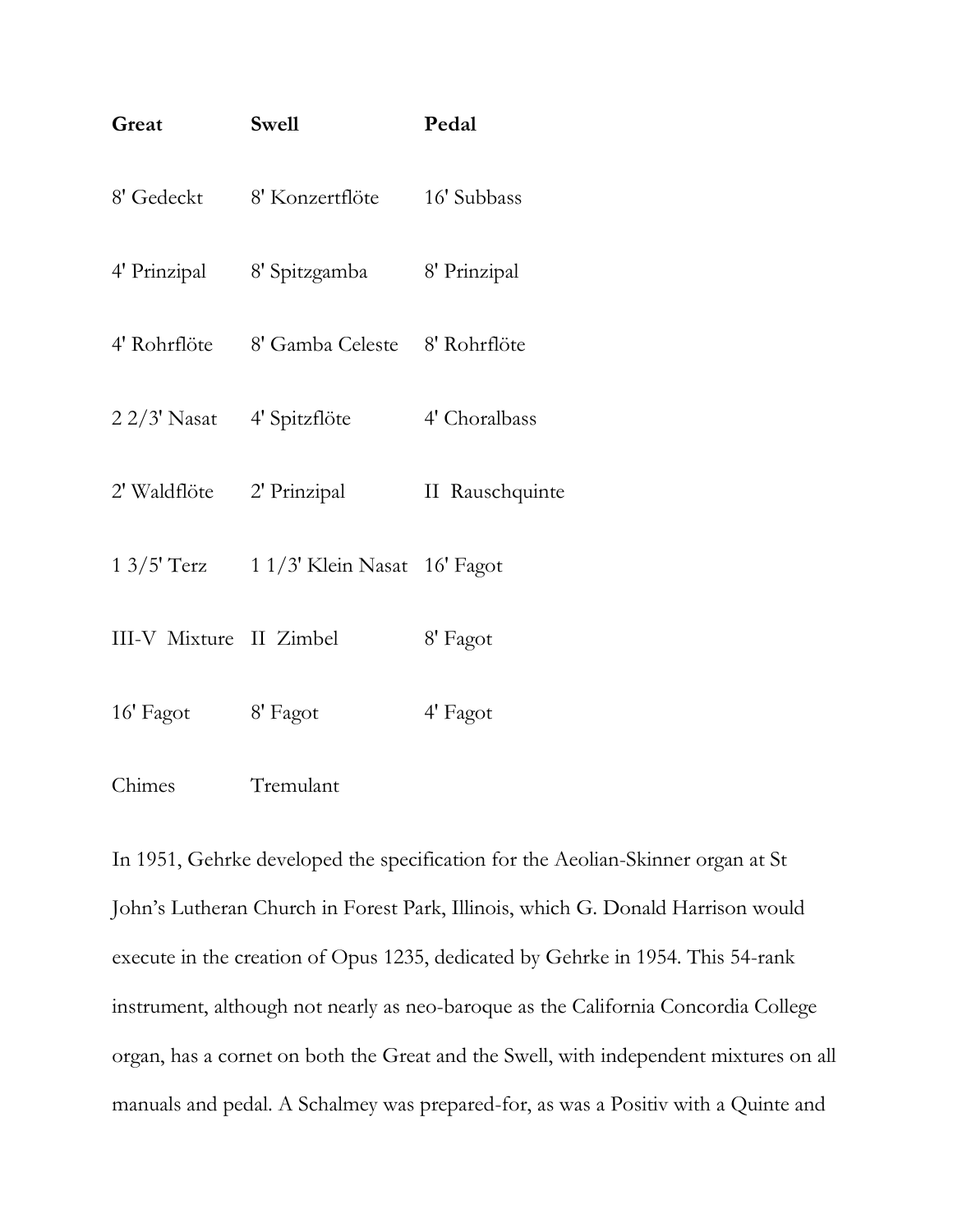| **Great** | **Swell** | **Pedal** |
|---|---|---|
| 8' Gedeckt | 8' Konzertflöte | 16' Subbass |
| 4' Prinzipal | 8' Spitzgamba | 8' Prinzipal |
| 4' Rohrflöte | 8' Gamba Celeste | 8' Rohrflöte |
| 2 2/3' Nasat | 4' Spitzflöte | 4' Choralbass |
| 2' Waldflöte | 2' Prinzipal | II Rauschquinte |
| 1 3/5' Terz | 1 1/3' Klein Nasat | 16' Fagot |
| III-V Mixture | II Zimbel | 8' Fagot |
| 16' Fagot | 8' Fagot | 4' Fagot |
| Chimes | Tremulant | |

In 1951, Gehrke developed the specification for the Aeolian-Skinner organ at St John's Lutheran Church in Forest Park, Illinois, which G. Donald Harrison would execute in the creation of Opus 1235, dedicated by Gehrke in 1954. This 54-rank instrument, although not nearly as neo-baroque as the California Concordia College organ, has a cornet on both the Great and the Swell, with independent mixtures on all manuals and pedal. A Schalmey was prepared-for, as was a Positiv with a Quinte and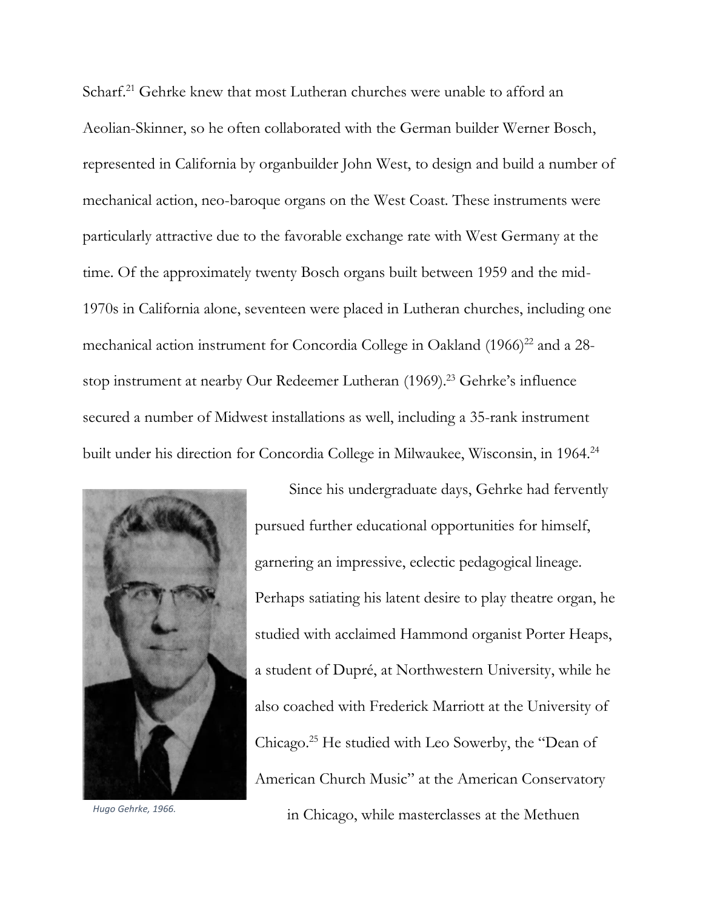Scharf.[21] Gehrke knew that most Lutheran churches were unable to afford an Aeolian-Skinner, so he often collaborated with the German builder Werner Bosch, represented in California by organbuilder John West, to design and build a number of mechanical action, neo-baroque organs on the West Coast. These instruments were particularly attractive due to the favorable exchange rate with West Germany at the time. Of the approximately twenty Bosch organs built between 1959 and the mid-1970s in California alone, seventeen were placed in Lutheran churches, including one mechanical action instrument for Concordia College in Oakland (1966)[22] and a 28-stop instrument at nearby Our Redeemer Lutheran (1969).[23] Gehrke's influence secured a number of Midwest installations as well, including a 35-rank instrument built under his direction for Concordia College in Milwaukee, Wisconsin, in 1964.[24]

*Hugo Gehrke, 1966.*

Since his undergraduate days, Gehrke had fervently pursued further educational opportunities for himself, garnering an impressive, eclectic pedagogical lineage. Perhaps satiating his latent desire to play theatre organ, he studied with acclaimed Hammond organist Porter Heaps, a student of Dupré, at Northwestern University, while he also coached with Frederick Marriott at the University of Chicago.[25] He studied with Leo Sowerby, the "Dean of American Church Music" at the American Conservatory in Chicago, while masterclasses at the Methuen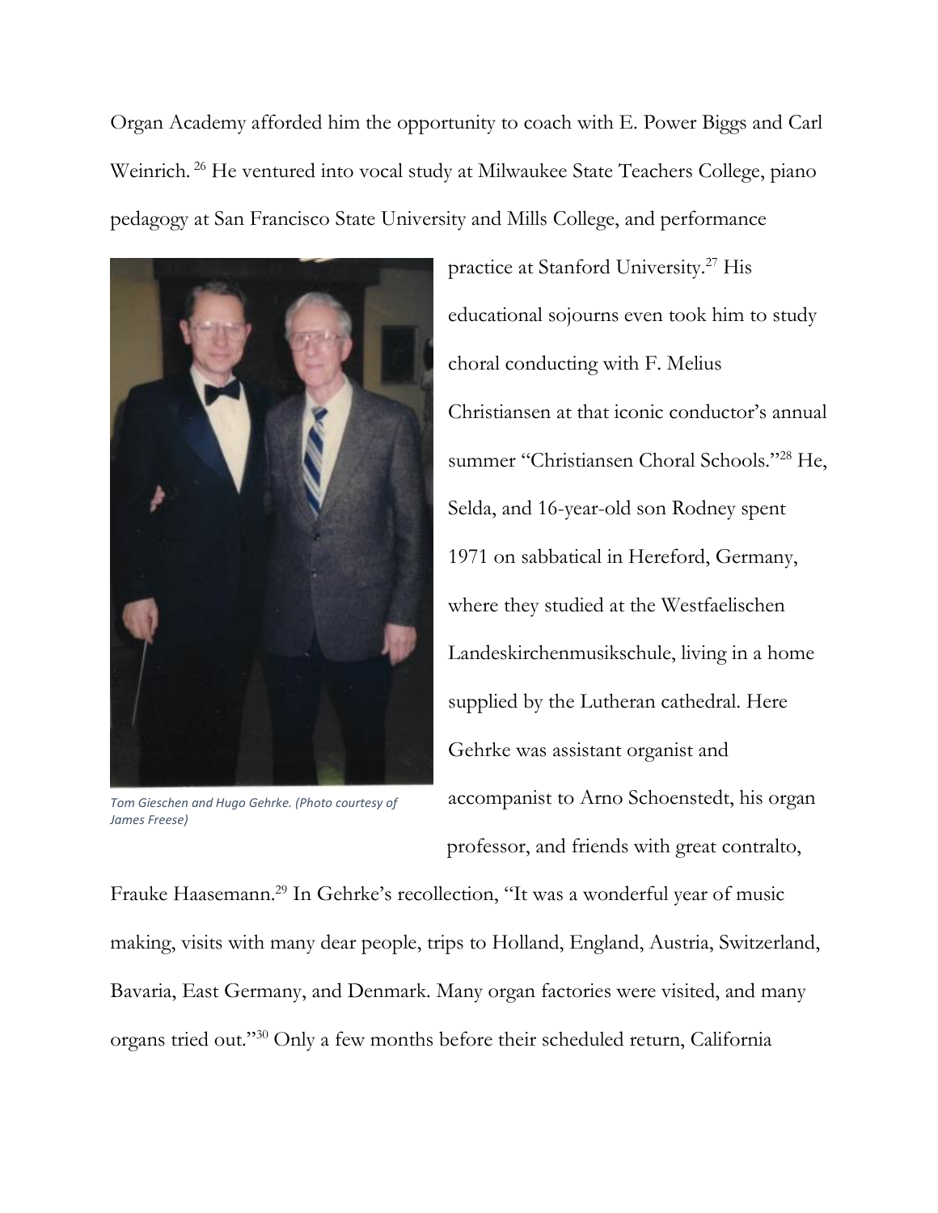Organ Academy afforded him the opportunity to coach with E. Power Biggs and Carl Weinrich.[26] He ventured into vocal study at Milwaukee State Teachers College, piano pedagogy at San Francisco State University and Mills College, and performance practice at Stanford University.[27] His educational sojourns even took him to study choral conducting with F. Melius Christiansen at that iconic conductor's annual summer "Christiansen Choral Schools."[28] He, Selda, and 16-year-old son Rodney spent 1971 on sabbatical in Hereford, Germany, where they studied at the Westfaelischen Landeskirchenmusikschule, living in a home supplied by the Lutheran cathedral. Here Gehrke was assistant organist and accompanist to Arno Schoenstedt, his organ professor, and friends with great contralto, Frauke Haasemann.[29] In Gehrke's recollection, "It was a wonderful year of music making, visits with many dear people, trips to Holland, England, Austria, Switzerland, Bavaria, East Germany, and Denmark. Many organ factories were visited, and many organs tried out."[30] Only a few months before their scheduled return, California

*Tom Gieschen and Hugo Gehrke. (Photo courtesy of James Freese)*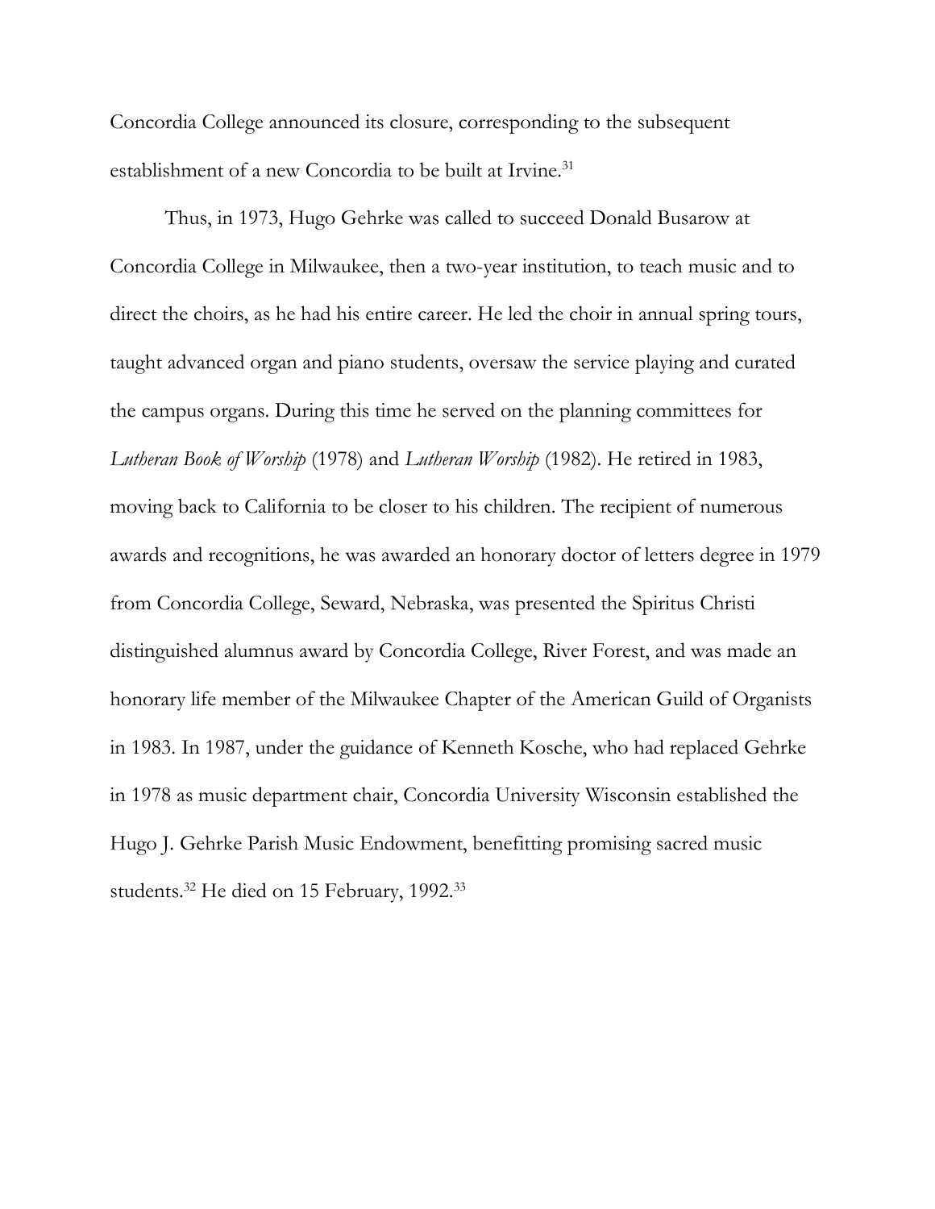Concordia College announced its closure, corresponding to the subsequent establishment of a new Concordia to be built at Irvine.[31]

Thus, in 1973, Hugo Gehrke was called to succeed Donald Busarow at Concordia College in Milwaukee, then a two-year institution, to teach music and to direct the choirs, as he had his entire career. He led the choir in annual spring tours, taught advanced organ and piano students, oversaw the service playing and curated the campus organs. During this time he served on the planning committees for *Lutheran Book of Worship* (1978) and *Lutheran Worship* (1982). He retired in 1983, moving back to California to be closer to his children. The recipient of numerous awards and recognitions, he was awarded an honorary doctor of letters degree in 1979 from Concordia College, Seward, Nebraska, was presented the Spiritus Christi distinguished alumnus award by Concordia College, River Forest, and was made an honorary life member of the Milwaukee Chapter of the American Guild of Organists in 1983. In 1987, under the guidance of Kenneth Kosche, who had replaced Gehrke in 1978 as music department chair, Concordia University Wisconsin established the Hugo J. Gehrke Parish Music Endowment, benefitting promising sacred music students.[32] He died on 15 February, 1992.[33]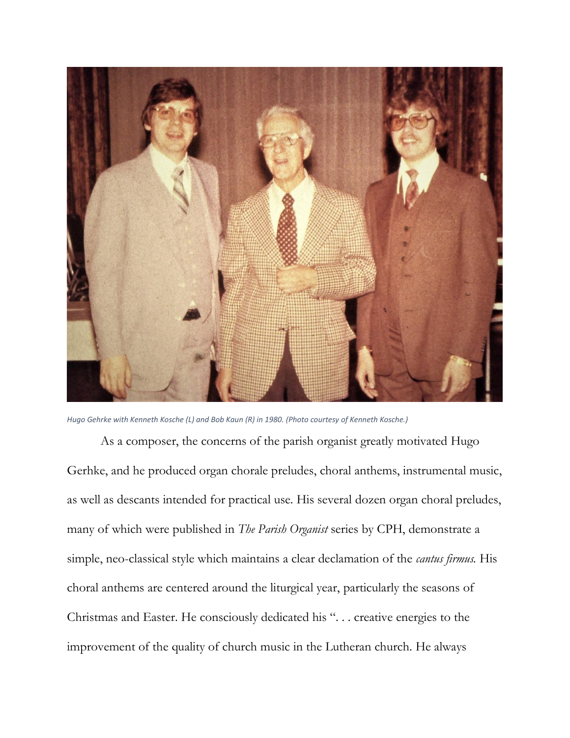*Hugo Gehrke with Kenneth Kosche (L) and Bob Kaun (R) in 1980. (Photo courtesy of Kenneth Kosche.)*

As a composer, the concerns of the parish organist greatly motivated Hugo Gerhke, and he produced organ chorale preludes, choral anthems, instrumental music, as well as descants intended for practical use. His several dozen organ choral preludes, many of which were published in *The Parish Organist* series by CPH, demonstrate a simple, neo-classical style which maintains a clear declamation of the *cantus firmus.* His choral anthems are centered around the liturgical year, particularly the seasons of Christmas and Easter. He consciously dedicated his ". . . creative energies to the improvement of the quality of church music in the Lutheran church. He always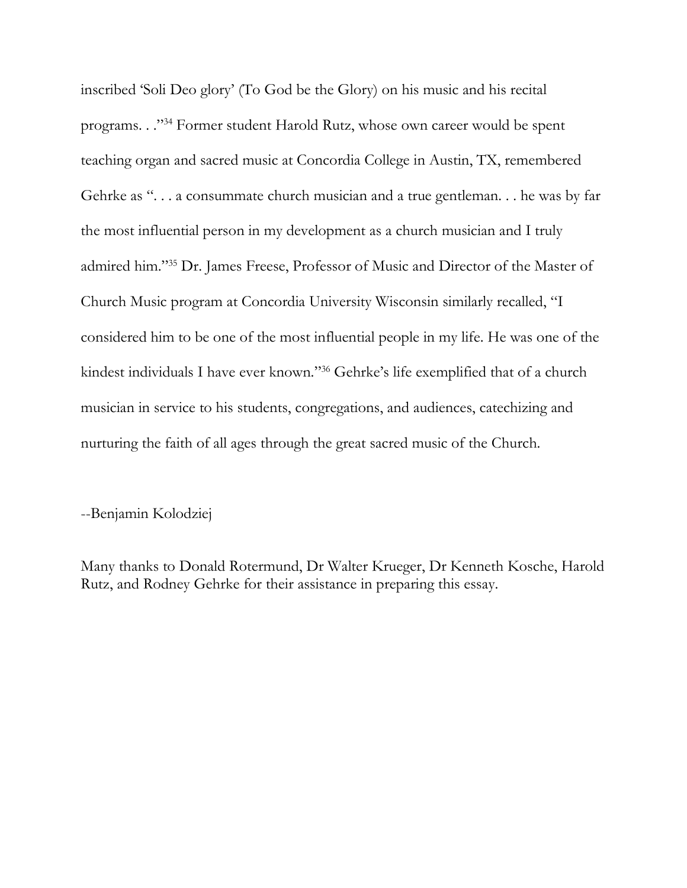inscribed 'Soli Deo glory' (To God be the Glory) on his music and his recital programs. . ."[34] Former student Harold Rutz, whose own career would be spent teaching organ and sacred music at Concordia College in Austin, TX, remembered Gehrke as ". . . a consummate church musician and a true gentleman. . . he was by far the most influential person in my development as a church musician and I truly admired him."[35] Dr. James Freese, Professor of Music and Director of the Master of Church Music program at Concordia University Wisconsin similarly recalled, "I considered him to be one of the most influential people in my life. He was one of the kindest individuals I have ever known."[36] Gehrke's life exemplified that of a church musician in service to his students, congregations, and audiences, catechizing and nurturing the faith of all ages through the great sacred music of the Church.

--Benjamin Kolodziej

Many thanks to Donald Rotermund, Dr Walter Krueger, Dr Kenneth Kosche, Harold Rutz, and Rodney Gehrke for their assistance in preparing this essay.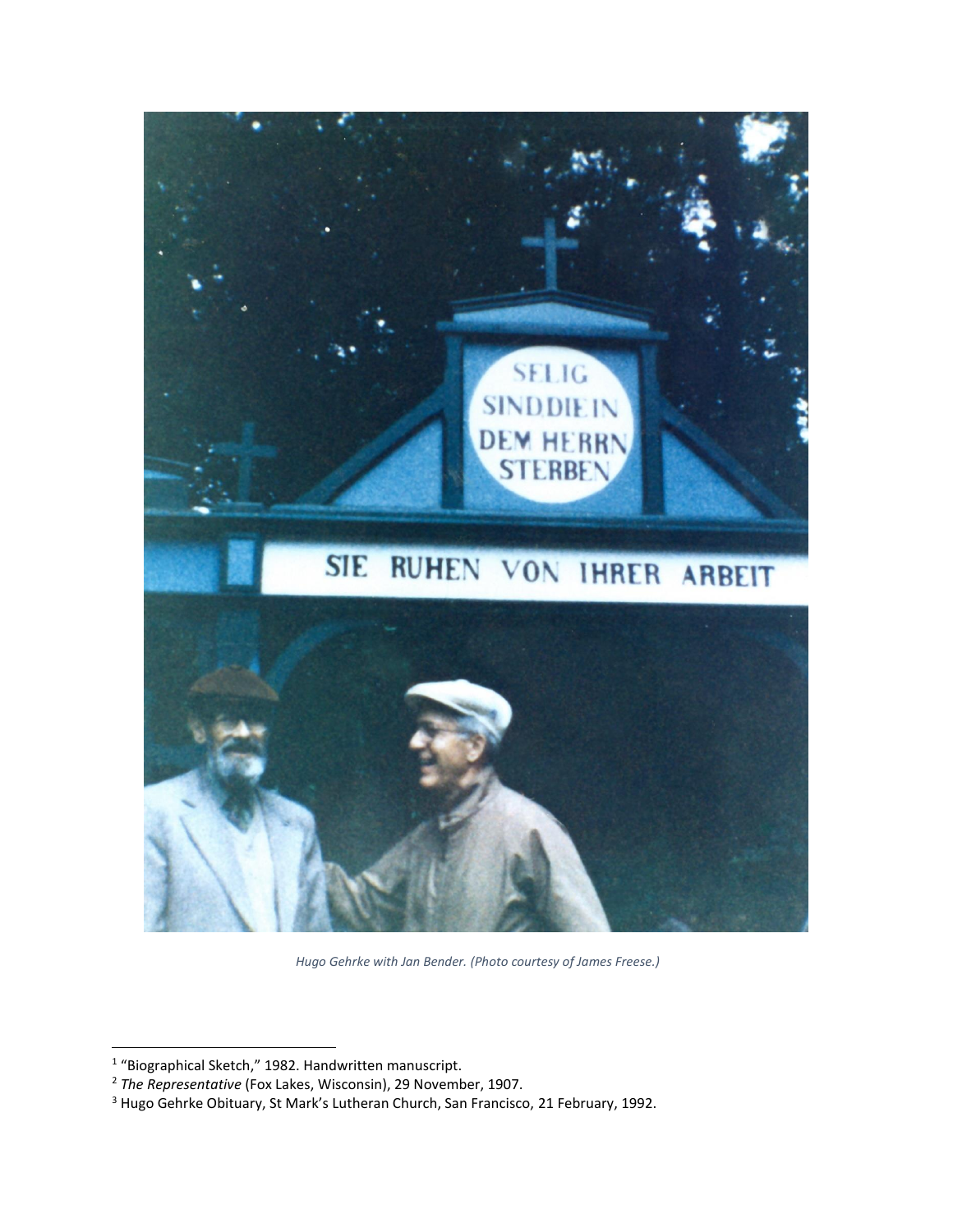*Hugo Gehrke with Jan Bender. (Photo courtesy of James Freese.)*

---

[1] "Biographical Sketch," 1982. Handwritten manuscript.

[2] *The Representative* (Fox Lakes, Wisconsin), 29 November, 1907.

[3] Hugo Gehrke Obituary, St Mark's Lutheran Church, San Francisco, 21 February, 1992.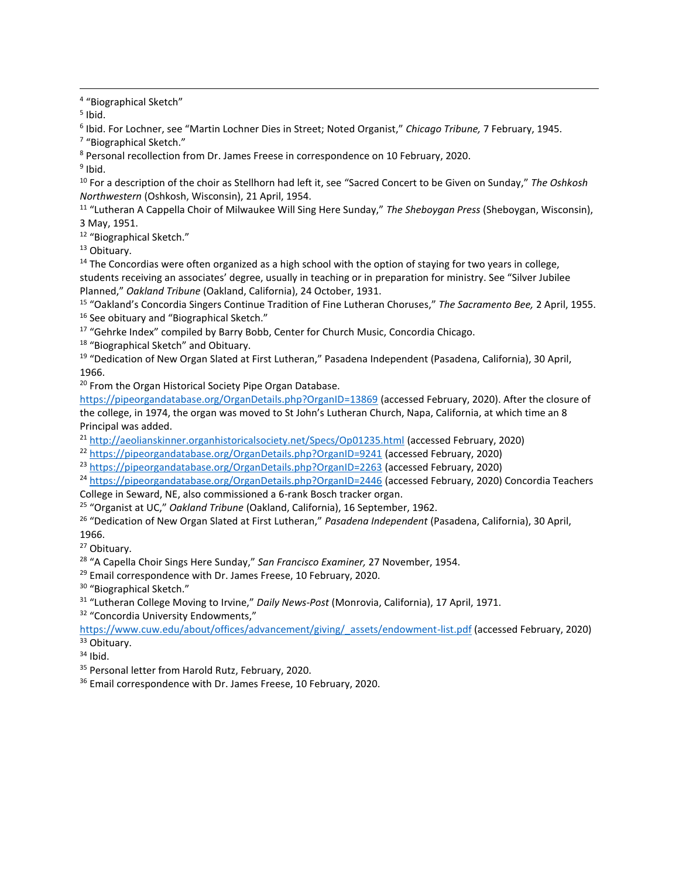[4] "Biographical Sketch"

[5] Ibid.

[6] Ibid. For Lochner, see "Martin Lochner Dies in Street; Noted Organist," *Chicago Tribune,* 7 February, 1945.

[7] "Biographical Sketch."

[8] Personal recollection from Dr. James Freese in correspondence on 10 February, 2020.

[9] Ibid.

[10] For a description of the choir as Stellhorn had left it, see "Sacred Concert to be Given on Sunday," *The Oshkosh Northwestern* (Oshkosh, Wisconsin), 21 April, 1954.

[11] "Lutheran A Cappella Choir of Milwaukee Will Sing Here Sunday," *The Sheboygan Press* (Sheboygan, Wisconsin), 3 May, 1951.

[12] "Biographical Sketch."

[13] Obituary.

[14] The Concordias were often organized as a high school with the option of staying for two years in college, students receiving an associates' degree, usually in teaching or in preparation for ministry. See "Silver Jubilee Planned," *Oakland Tribune* (Oakland, California), 24 October, 1931.

[15] "Oakland's Concordia Singers Continue Tradition of Fine Lutheran Choruses," *The Sacramento Bee,* 2 April, 1955.

[16] See obituary and "Biographical Sketch."

[17] "Gehrke Index" compiled by Barry Bobb, Center for Church Music, Concordia Chicago.

[18] "Biographical Sketch" and Obituary.

[19] "Dedication of New Organ Slated at First Lutheran," Pasadena Independent (Pasadena, California), 30 April, 1966.

[20] From the Organ Historical Society Pipe Organ Database. https://pipeorgandatabase.org/OrganDetails.php?OrganID=13869 (accessed February, 2020). After the closure of the college, in 1974, the organ was moved to St John's Lutheran Church, Napa, California, at which time an 8 Principal was added.

[21] http://aeolianskinner.organhistoricalsociety.net/Specs/Op01235.html (accessed February, 2020)

[22] https://pipeorgandatabase.org/OrganDetails.php?OrganID=9241 (accessed February, 2020)

[23] https://pipeorgandatabase.org/OrganDetails.php?OrganID=2263 (accessed February, 2020)

[24] https://pipeorgandatabase.org/OrganDetails.php?OrganID=2446 (accessed February, 2020) Concordia Teachers College in Seward, NE, also commissioned a 6-rank Bosch tracker organ.

[25] "Organist at UC," *Oakland Tribune* (Oakland, California), 16 September, 1962.

[26] "Dedication of New Organ Slated at First Lutheran," *Pasadena Independent* (Pasadena, California), 30 April, 1966.

[27] Obituary.

[28] "A Capella Choir Sings Here Sunday," *San Francisco Examiner,* 27 November, 1954.

[29] Email correspondence with Dr. James Freese, 10 February, 2020.

[30] "Biographical Sketch."

[31] "Lutheran College Moving to Irvine," *Daily News-Post* (Monrovia, California), 17 April, 1971.

[32] "Concordia University Endowments," https://www.cuw.edu/about/offices/advancement/giving/_assets/endowment-list.pdf (accessed February, 2020)

[33] Obituary.

[34] Ibid.

[35] Personal letter from Harold Rutz, February, 2020.

[36] Email correspondence with Dr. James Freese, 10 February, 2020.